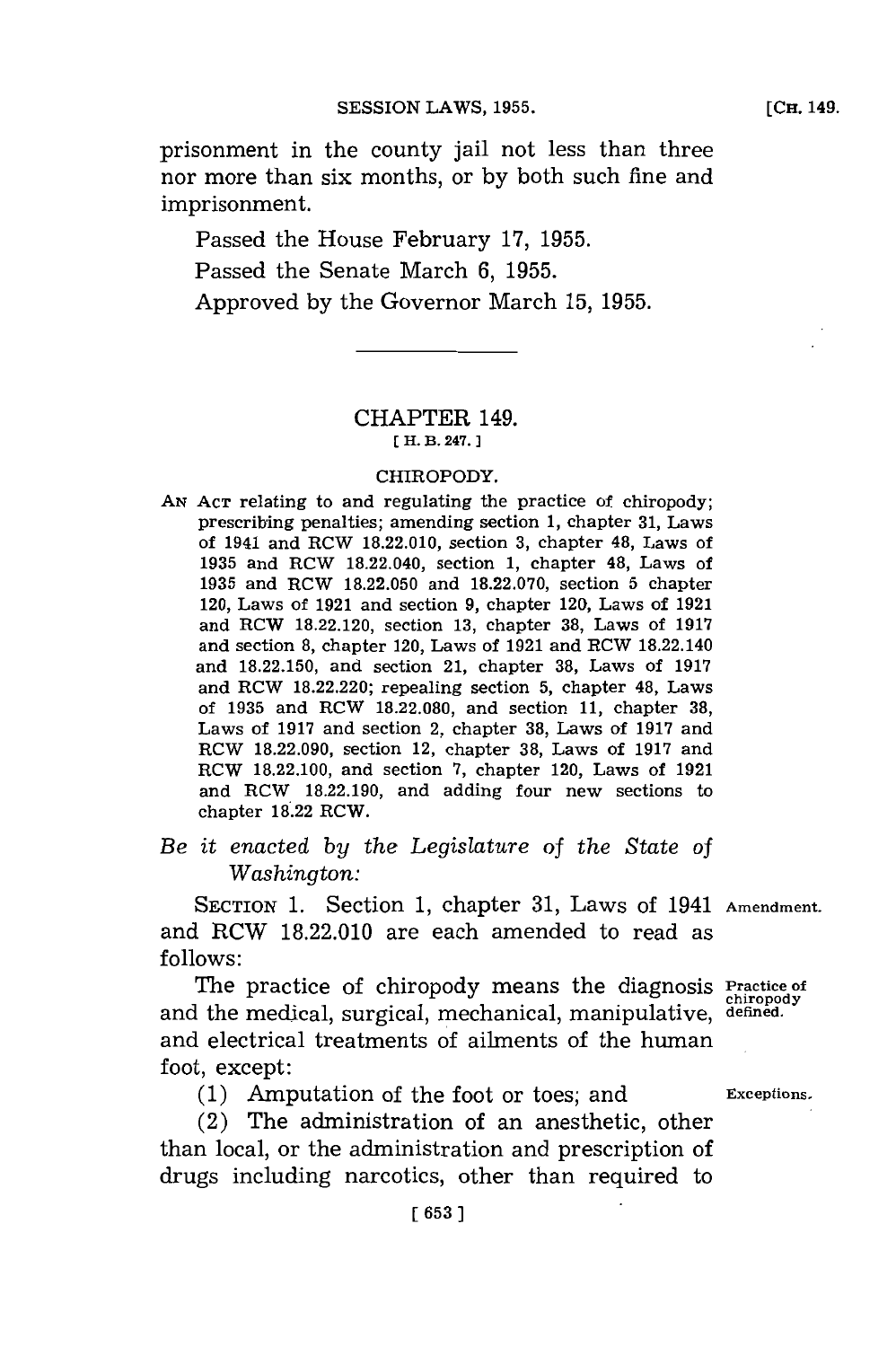prisonment in the county jail not less than three nor more than six months, or by both such fine and imprisonment.

Passed the House February 17, 1955.

Passed the Senate March 6, 1955.

Approved by the Governor March 15, 1955.

---

## CHAPTER 149.

[ H. B. 247. ]

### CHIROPODY.

AN ACT relating to and regulating the practice of chiropody; prescribing penalties; amending section 1, chapter 31, Laws of 1941 and RCW 18.22.010, section 3, chapter 48, Laws of 1935 and RCW 18.22.040, section 1, chapter 48, Laws of 1935 and RCW 18.22.050 and 18.22.070, section 5 chapter 120, Laws of 1921 and section 9, chapter 120, Laws of 1921 and RCW 18.22.120, section 13, chapter 38, Laws of 1917 and section 8, chapter 120, Laws of 1921 and RCW 18.22.140 and 18.22.150, and section 21, chapter 38, Laws of 1917 and RCW 18.22.220; repealing section 5, chapter 48, Laws of 1935 and RCW 18.22.080, and section 11, chapter 38, Laws of 1917 and section 2, chapter 38, Laws of 1917 and RCW 18.22.090, section 12, chapter 38, Laws of 1917 and RCW 18.22.100, and section 7, chapter 120, Laws of 1921 and RCW 18.22.190, and adding four new sections to chapter 18.22 RCW.

*Be it enacted by the Legislature of the State of Washington:*

SECTION 1. Section 1, chapter 31, Laws of 1941 and RCW 18.22.010 are each amended to read as follows: *Amendment.*

The practice of chiropody means the diagnosis and the medical, surgical, mechanical, manipulative, and electrical treatments of ailments of the human foot, except: *Practice of chiropody defined.*

(1) Amputation of the foot or toes; and *Exceptions.*

(2) The administration of an anesthetic, other than local, or the administration and prescription of drugs including narcotics, other than required to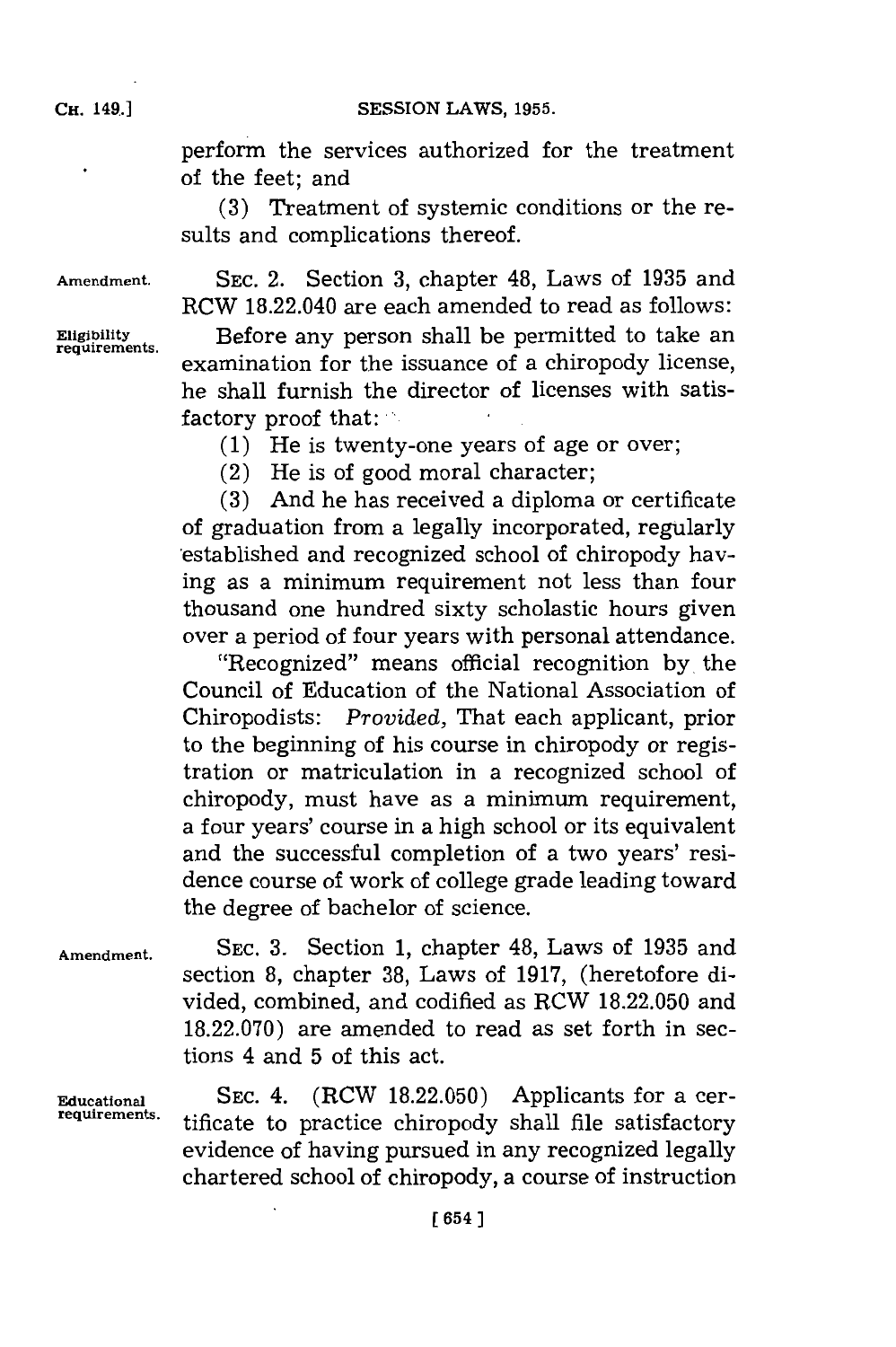perform the services authorized for the treatment of the feet; and

(3) Treatment of systemic conditions or the results and complications thereof.

Amendment. SEC. 2. Section 3, chapter 48, Laws of 1935 and RCW 18.22.040 are each amended to read as follows:

Eligibility requirements. Before any person shall be permitted to take an examination for the issuance of a chiropody license, he shall furnish the director of licenses with satisfactory proof that:

(1) He is twenty-one years of age or over;

(2) He is of good moral character;

(3) And he has received a diploma or certificate of graduation from a legally incorporated, regularly established and recognized school of chiropody having as a minimum requirement not less than four thousand one hundred sixty scholastic hours given over a period of four years with personal attendance.

"Recognized" means official recognition by the Council of Education of the National Association of Chiropodists: *Provided*, That each applicant, prior to the beginning of his course in chiropody or registration or matriculation in a recognized school of chiropody, must have as a minimum requirement, a four years' course in a high school or its equivalent and the successful completion of a two years' residence course of work of college grade leading toward the degree of bachelor of science.

Amendment. SEC. 3. Section 1, chapter 48, Laws of 1935 and section 8, chapter 38, Laws of 1917, (heretofore divided, combined, and codified as RCW 18.22.050 and 18.22.070) are amended to read as set forth in sections 4 and 5 of this act.

Educational requirements. SEC. 4. (RCW 18.22.050) Applicants for a certificate to practice chiropody shall file satisfactory evidence of having pursued in any recognized legally chartered school of chiropody, a course of instruction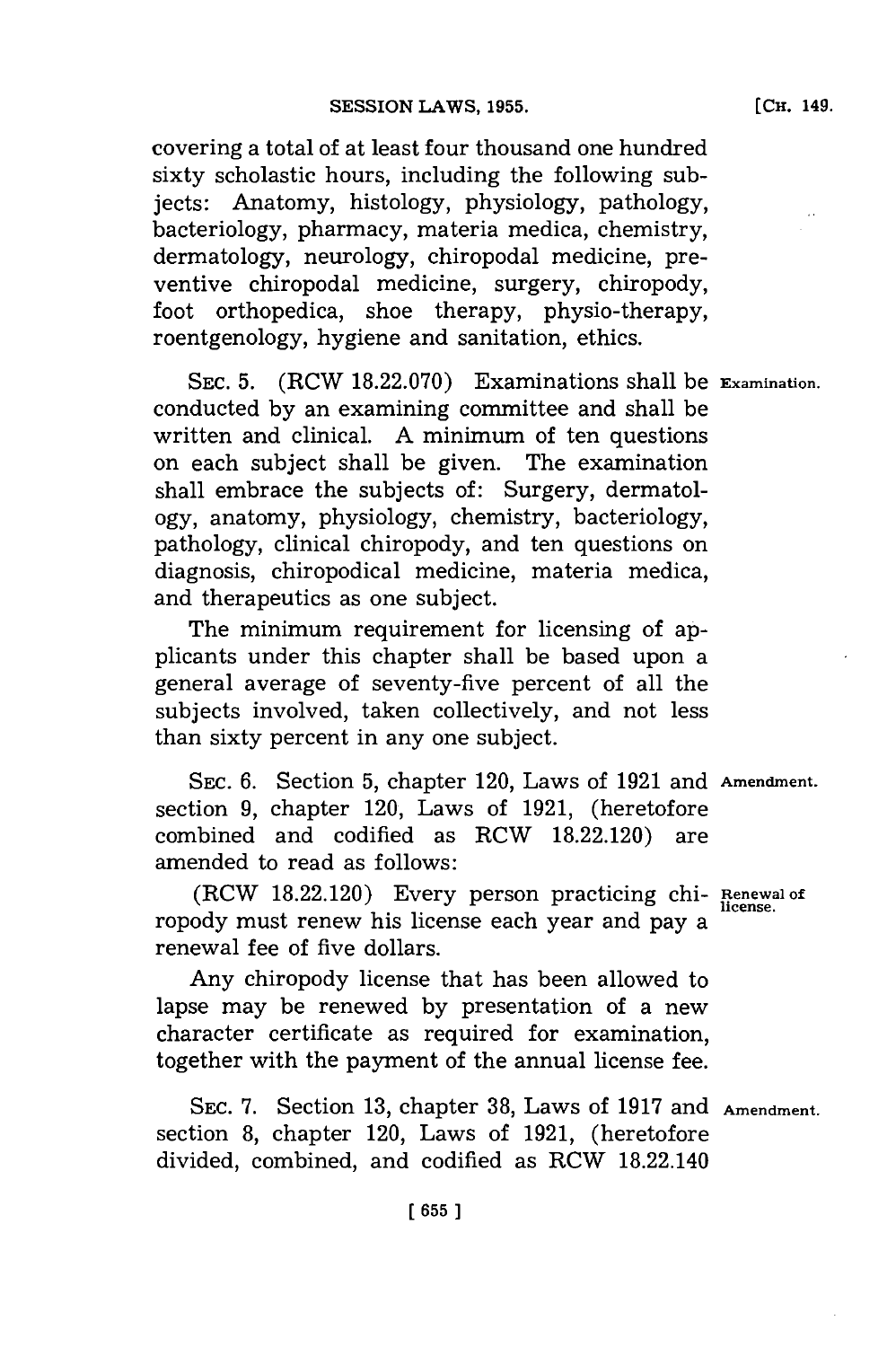covering a total of at least four thousand one hundred sixty scholastic hours, including the following subjects: Anatomy, histology, physiology, pathology, bacteriology, pharmacy, materia medica, chemistry, dermatology, neurology, chiropodal medicine, preventive chiropodal medicine, surgery, chiropody, foot orthopedica, shoe therapy, physio-therapy, roentgenology, hygiene and sanitation, ethics.

SEC. 5. (RCW 18.22.070) Examinations shall be conducted by an examining committee and shall be written and clinical. A minimum of ten questions on each subject shall be given. The examination shall embrace the subjects of: Surgery, dermatology, anatomy, physiology, chemistry, bacteriology, pathology, clinical chiropody, and ten questions on diagnosis, chiropodical medicine, materia medica, and therapeutics as one subject.

**Examination.**

The minimum requirement for licensing of applicants under this chapter shall be based upon a general average of seventy-five percent of all the subjects involved, taken collectively, and not less than sixty percent in any one subject.

SEC. 6. Section 5, chapter 120, Laws of 1921 and section 9, chapter 120, Laws of 1921, (heretofore combined and codified as RCW 18.22.120) are amended to read as follows:

**Amendment.**

(RCW 18.22.120) Every person practicing chiropody must renew his license each year and pay a renewal fee of five dollars.

**Renewal of license.**

Any chiropody license that has been allowed to lapse may be renewed by presentation of a new character certificate as required for examination, together with the payment of the annual license fee.

SEC. 7. Section 13, chapter 38, Laws of 1917 and section 8, chapter 120, Laws of 1921, (heretofore divided, combined, and codified as RCW 18.22.140

**Amendment.**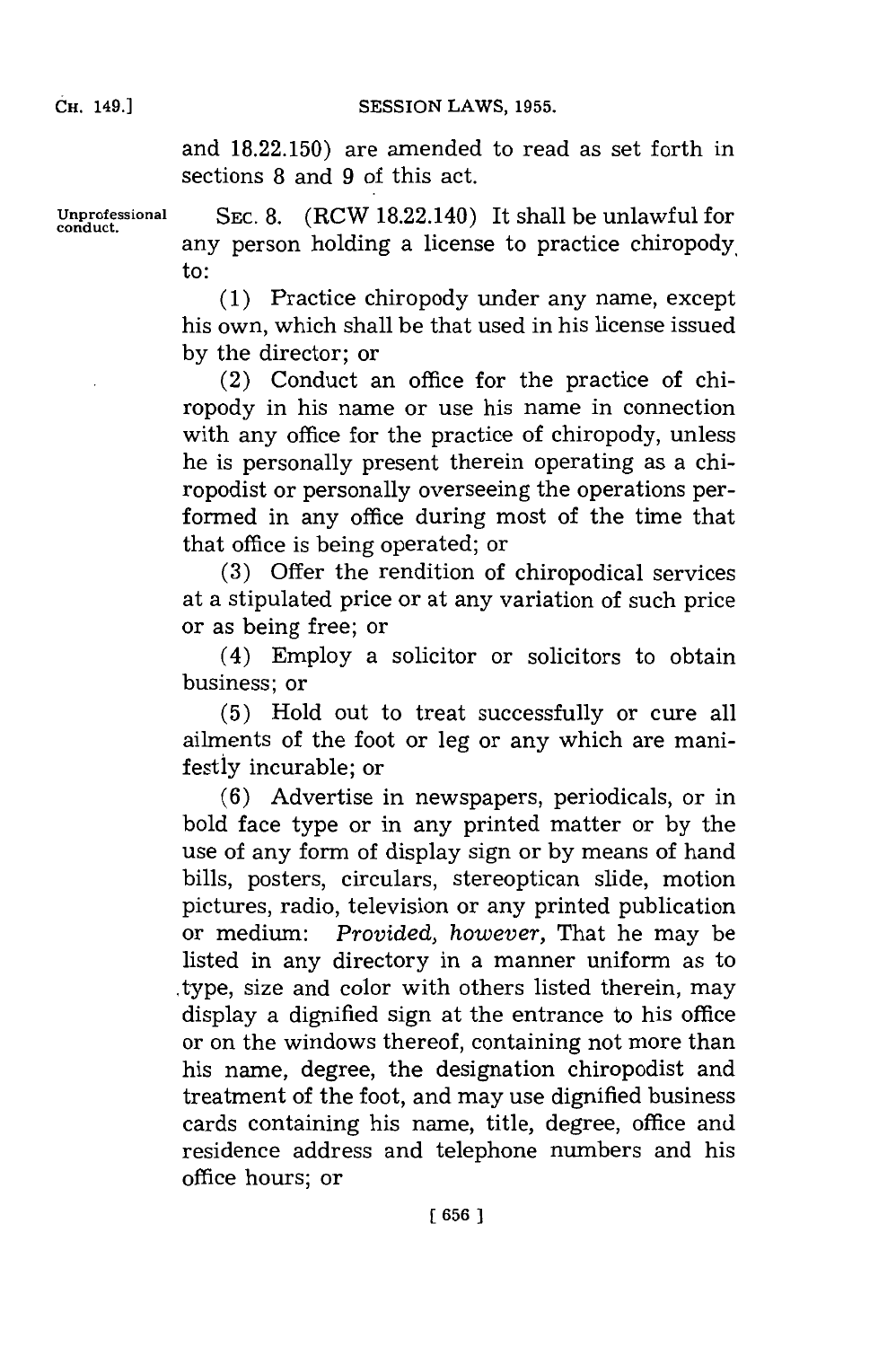and 18.22.150) are amended to read as set forth in sections 8 and 9 of this act.

Unprofessional conduct.

SEC. 8. (RCW 18.22.140) It shall be unlawful for any person holding a license to practice chiropody to:

(1) Practice chiropody under any name, except his own, which shall be that used in his license issued by the director; or

(2) Conduct an office for the practice of chiropody in his name or use his name in connection with any office for the practice of chiropody, unless he is personally present therein operating as a chiropodist or personally overseeing the operations performed in any office during most of the time that that office is being operated; or

(3) Offer the rendition of chiropodical services at a stipulated price or at any variation of such price or as being free; or

(4) Employ a solicitor or solicitors to obtain business; or

(5) Hold out to treat successfully or cure all ailments of the foot or leg or any which are manifestly incurable; or

(6) Advertise in newspapers, periodicals, or in bold face type or in any printed matter or by the use of any form of display sign or by means of hand bills, posters, circulars, stereoptican slide, motion pictures, radio, television or any printed publication or medium: *Provided, however,* That he may be listed in any directory in a manner uniform as to type, size and color with others listed therein, may display a dignified sign at the entrance to his office or on the windows thereof, containing not more than his name, degree, the designation chiropodist and treatment of the foot, and may use dignified business cards containing his name, title, degree, office and residence address and telephone numbers and his office hours; or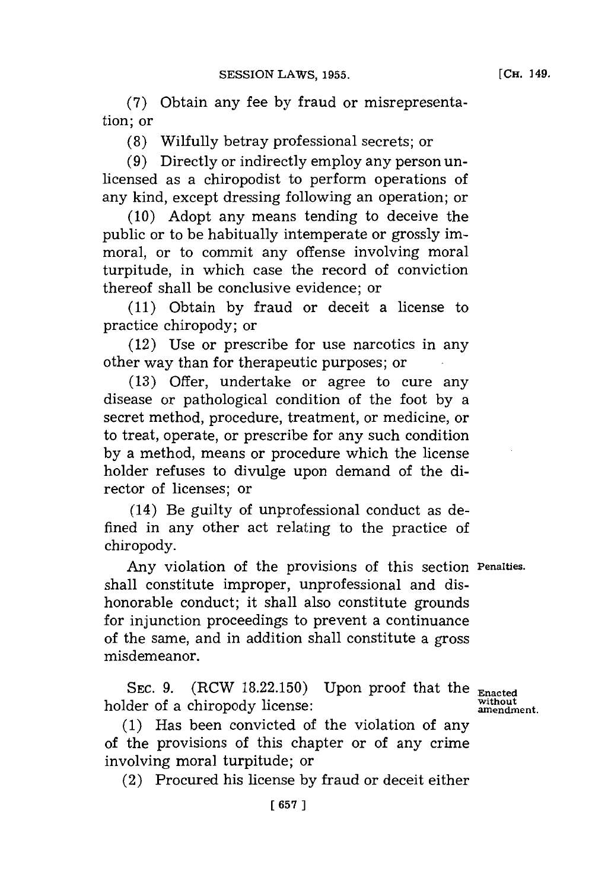(7) Obtain any fee by fraud or misrepresentation; or

(8) Wilfully betray professional secrets; or

(9) Directly or indirectly employ any person unlicensed as a chiropodist to perform operations of any kind, except dressing following an operation; or

(10) Adopt any means tending to deceive the public or to be habitually intemperate or grossly immoral, or to commit any offense involving moral turpitude, in which case the record of conviction thereof shall be conclusive evidence; or

(11) Obtain by fraud or deceit a license to practice chiropody; or

(12) Use or prescribe for use narcotics in any other way than for therapeutic purposes; or

(13) Offer, undertake or agree to cure any disease or pathological condition of the foot by a secret method, procedure, treatment, or medicine, or to treat, operate, or prescribe for any such condition by a method, means or procedure which the license holder refuses to divulge upon demand of the director of licenses; or

(14) Be guilty of unprofessional conduct as defined in any other act relating to the practice of chiropody.

**Penalties.** Any violation of the provisions of this section shall constitute improper, unprofessional and dishonorable conduct; it shall also constitute grounds for injunction proceedings to prevent a continuance of the same, and in addition shall constitute a gross misdemeanor.

**Enacted without amendment.** SEC. 9. (RCW 18.22.150) Upon proof that the holder of a chiropody license:

(1) Has been convicted of the violation of any of the provisions of this chapter or of any crime involving moral turpitude; or

(2) Procured his license by fraud or deceit either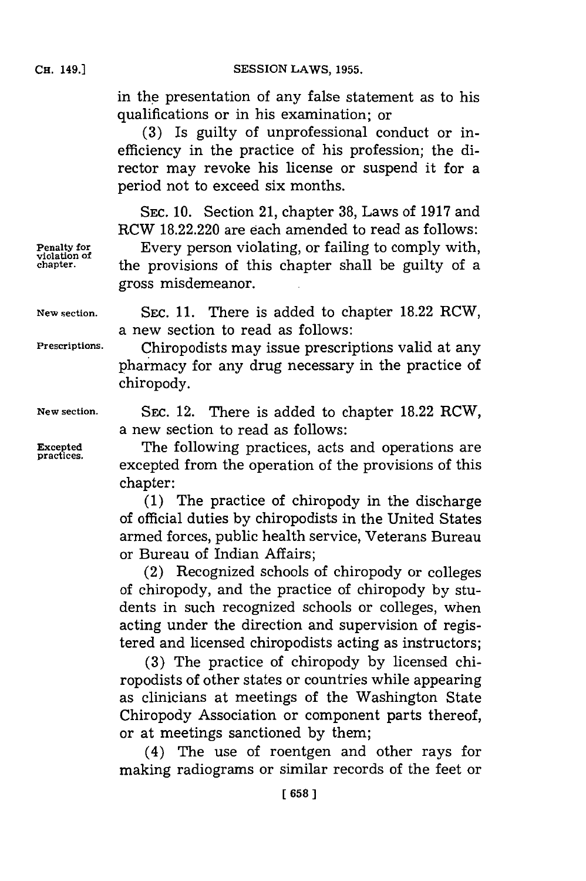in the presentation of any false statement as to his qualifications or in his examination; or

(3) Is guilty of unprofessional conduct or inefficiency in the practice of his profession; the director may revoke his license or suspend it for a period not to exceed six months.

SEC. 10. Section 21, chapter 38, Laws of 1917 and RCW 18.22.220 are each amended to read as follows:

*Penalty for violation of chapter.*

Every person violating, or failing to comply with, the provisions of this chapter shall be guilty of a gross misdemeanor.

*New section.*

SEC. 11. There is added to chapter 18.22 RCW, a new section to read as follows:

*Prescriptions.*

Chiropodists may issue prescriptions valid at any pharmacy for any drug necessary in the practice of chiropody.

*New section.*

SEC. 12. There is added to chapter 18.22 RCW, a new section to read as follows:

*Excepted practices.*

The following practices, acts and operations are excepted from the operation of the provisions of this chapter:

(1) The practice of chiropody in the discharge of official duties by chiropodists in the United States armed forces, public health service, Veterans Bureau or Bureau of Indian Affairs;

(2) Recognized schools of chiropody or colleges of chiropody, and the practice of chiropody by students in such recognized schools or colleges, when acting under the direction and supervision of registered and licensed chiropodists acting as instructors;

(3) The practice of chiropody by licensed chiropodists of other states or countries while appearing as clinicians at meetings of the Washington State Chiropody Association or component parts thereof, or at meetings sanctioned by them;

(4) The use of roentgen and other rays for making radiograms or similar records of the feet or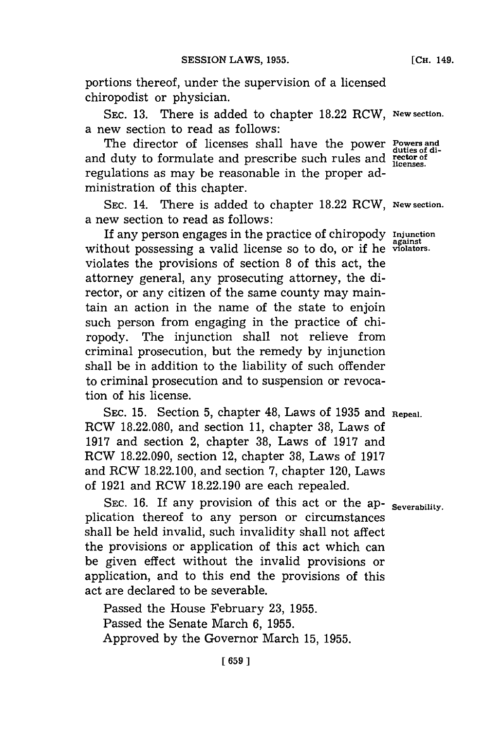portions thereof, under the supervision of a licensed chiropodist or physician.

SEC. 13. There is added to chapter 18.22 RCW, a new section to read as follows:

New section.

The director of licenses shall have the power and duty to formulate and prescribe such rules and regulations as may be reasonable in the proper administration of this chapter.

Powers and duties of director of licenses.

SEC. 14. There is added to chapter 18.22 RCW, a new section to read as follows:

New section.

If any person engages in the practice of chiropody without possessing a valid license so to do, or if he violates the provisions of section 8 of this act, the attorney general, any prosecuting attorney, the director, or any citizen of the same county may maintain an action in the name of the state to enjoin such person from engaging in the practice of chiropody. The injunction shall not relieve from criminal prosecution, but the remedy by injunction shall be in addition to the liability of such offender to criminal prosecution and to suspension or revocation of his license.

Injunction against violators.

SEC. 15. Section 5, chapter 48, Laws of 1935 and RCW 18.22.080, and section 11, chapter 38, Laws of 1917 and section 2, chapter 38, Laws of 1917 and RCW 18.22.090, section 12, chapter 38, Laws of 1917 and RCW 18.22.100, and section 7, chapter 120, Laws of 1921 and RCW 18.22.190 are each repealed.

Repeal.

SEC. 16. If any provision of this act or the application thereof to any person or circumstances shall be held invalid, such invalidity shall not affect the provisions or application of this act which can be given effect without the invalid provisions or application, and to this end the provisions of this act are declared to be severable.

Severability.

Passed the House February 23, 1955.
Passed the Senate March 6, 1955.
Approved by the Governor March 15, 1955.